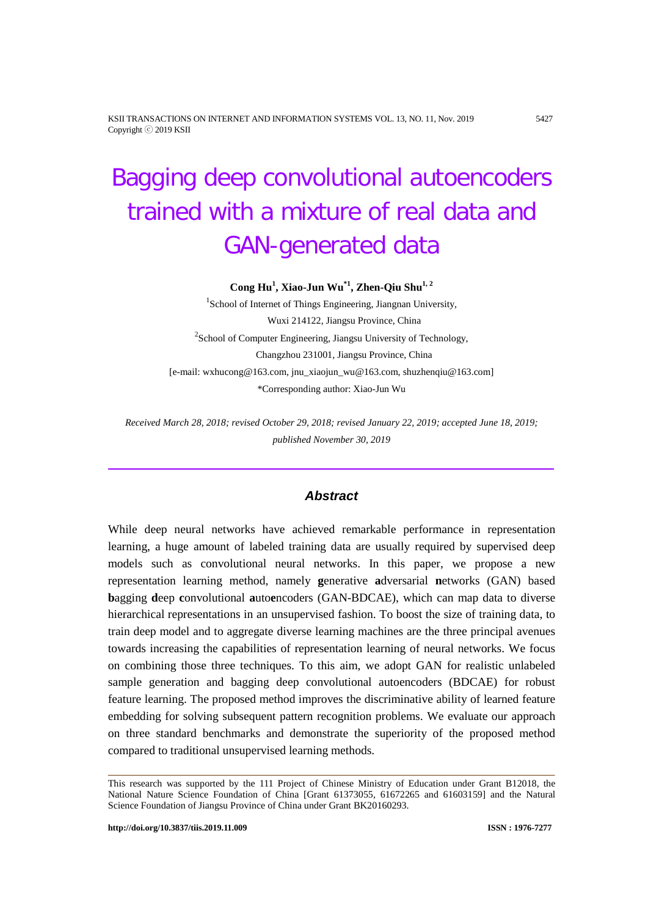# Bagging deep convolutional autoencoders trained with a mixture of real data and GAN-generated data

**Cong Hu[1], Xiao-Jun Wu[*1], Zhen-Qiu Shu[1, 2]**

[1]School of Internet of Things Engineering, Jiangnan University,
Wuxi 214122, Jiangsu Province, China

[2]School of Computer Engineering, Jiangsu University of Technology,
Changzhou 231001, Jiangsu Province, China

[e-mail: wxhucong@163.com, jnu_xiaojun_wu@163.com, shuzhenqiu@163.com]

*Corresponding author: Xiao-Jun Wu

*Received March 28, 2018; revised October 29, 2018; revised January 22, 2019; accepted June 18, 2019; published November 30, 2019*

---

### *Abstract*

While deep neural networks have achieved remarkable performance in representation learning, a huge amount of labeled training data are usually required by supervised deep models such as convolutional neural networks. In this paper, we propose a new representation learning method, namely **g**enerative **a**dversarial **n**etworks (GAN) based **b**agging **d**eep **c**onvolutional **a**uto**e**ncoders (GAN-BDCAE), which can map data to diverse hierarchical representations in an unsupervised fashion. To boost the size of training data, to train deep model and to aggregate diverse learning machines are the three principal avenues towards increasing the capabilities of representation learning of neural networks. We focus on combining those three techniques. To this aim, we adopt GAN for realistic unlabeled sample generation and bagging deep convolutional autoencoders (BDCAE) for robust feature learning. The proposed method improves the discriminative ability of learned feature embedding for solving subsequent pattern recognition problems. We evaluate our approach on three standard benchmarks and demonstrate the superiority of the proposed method compared to traditional unsupervised learning methods.

---

This research was supported by the 111 Project of Chinese Ministry of Education under Grant B12018, the National Nature Science Foundation of China [Grant 61373055, 61672265 and 61603159] and the Natural Science Foundation of Jiangsu Province of China under Grant BK20160293.

**http://doi.org/10.3837/tiis.2019.11.009** **ISSN : 1976-7277**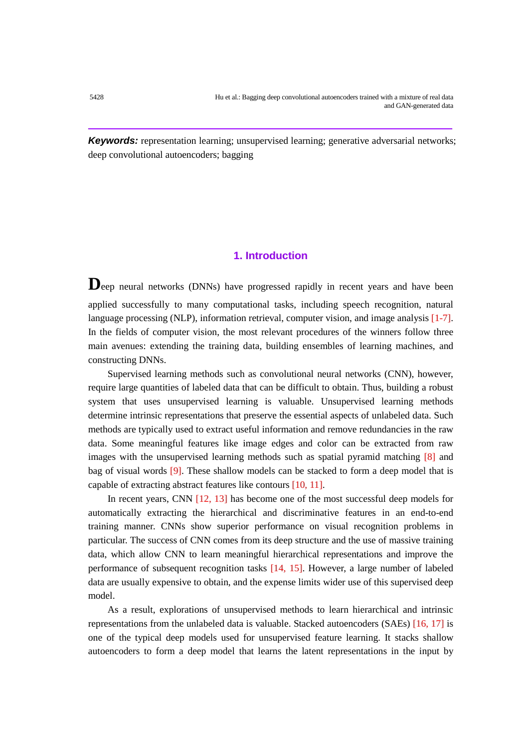***Keywords:*** representation learning; unsupervised learning; generative adversarial networks; deep convolutional autoencoders; bagging

## 1. Introduction

Deep neural networks (DNNs) have progressed rapidly in recent years and have been applied successfully to many computational tasks, including speech recognition, natural language processing (NLP), information retrieval, computer vision, and image analysis [1-7]. In the fields of computer vision, the most relevant procedures of the winners follow three main avenues: extending the training data, building ensembles of learning machines, and constructing DNNs.

Supervised learning methods such as convolutional neural networks (CNN), however, require large quantities of labeled data that can be difficult to obtain. Thus, building a robust system that uses unsupervised learning is valuable. Unsupervised learning methods determine intrinsic representations that preserve the essential aspects of unlabeled data. Such methods are typically used to extract useful information and remove redundancies in the raw data. Some meaningful features like image edges and color can be extracted from raw images with the unsupervised learning methods such as spatial pyramid matching [8] and bag of visual words [9]. These shallow models can be stacked to form a deep model that is capable of extracting abstract features like contours [10, 11].

In recent years, CNN [12, 13] has become one of the most successful deep models for automatically extracting the hierarchical and discriminative features in an end-to-end training manner. CNNs show superior performance on visual recognition problems in particular. The success of CNN comes from its deep structure and the use of massive training data, which allow CNN to learn meaningful hierarchical representations and improve the performance of subsequent recognition tasks [14, 15]. However, a large number of labeled data are usually expensive to obtain, and the expense limits wider use of this supervised deep model.

As a result, explorations of unsupervised methods to learn hierarchical and intrinsic representations from the unlabeled data is valuable. Stacked autoencoders (SAEs) [16, 17] is one of the typical deep models used for unsupervised feature learning. It stacks shallow autoencoders to form a deep model that learns the latent representations in the input by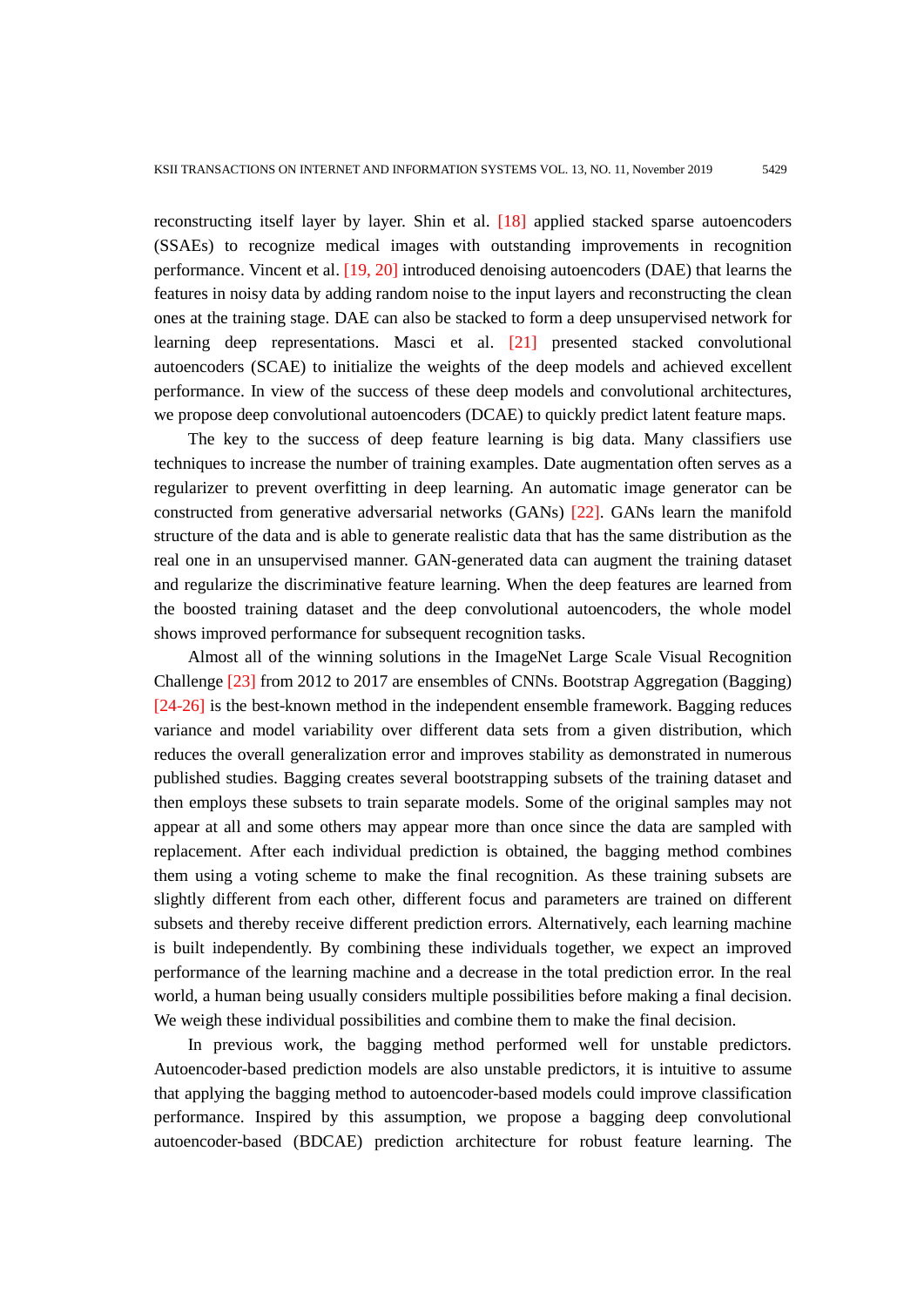reconstructing itself layer by layer. Shin et al. [18] applied stacked sparse autoencoders (SSAEs) to recognize medical images with outstanding improvements in recognition performance. Vincent et al. [19, 20] introduced denoising autoencoders (DAE) that learns the features in noisy data by adding random noise to the input layers and reconstructing the clean ones at the training stage. DAE can also be stacked to form a deep unsupervised network for learning deep representations. Masci et al. [21] presented stacked convolutional autoencoders (SCAE) to initialize the weights of the deep models and achieved excellent performance. In view of the success of these deep models and convolutional architectures, we propose deep convolutional autoencoders (DCAE) to quickly predict latent feature maps.

The key to the success of deep feature learning is big data. Many classifiers use techniques to increase the number of training examples. Date augmentation often serves as a regularizer to prevent overfitting in deep learning. An automatic image generator can be constructed from generative adversarial networks (GANs) [22]. GANs learn the manifold structure of the data and is able to generate realistic data that has the same distribution as the real one in an unsupervised manner. GAN-generated data can augment the training dataset and regularize the discriminative feature learning. When the deep features are learned from the boosted training dataset and the deep convolutional autoencoders, the whole model shows improved performance for subsequent recognition tasks.

Almost all of the winning solutions in the ImageNet Large Scale Visual Recognition Challenge [23] from 2012 to 2017 are ensembles of CNNs. Bootstrap Aggregation (Bagging) [24-26] is the best-known method in the independent ensemble framework. Bagging reduces variance and model variability over different data sets from a given distribution, which reduces the overall generalization error and improves stability as demonstrated in numerous published studies. Bagging creates several bootstrapping subsets of the training dataset and then employs these subsets to train separate models. Some of the original samples may not appear at all and some others may appear more than once since the data are sampled with replacement. After each individual prediction is obtained, the bagging method combines them using a voting scheme to make the final recognition. As these training subsets are slightly different from each other, different focus and parameters are trained on different subsets and thereby receive different prediction errors. Alternatively, each learning machine is built independently. By combining these individuals together, we expect an improved performance of the learning machine and a decrease in the total prediction error. In the real world, a human being usually considers multiple possibilities before making a final decision. We weigh these individual possibilities and combine them to make the final decision.

In previous work, the bagging method performed well for unstable predictors. Autoencoder-based prediction models are also unstable predictors, it is intuitive to assume that applying the bagging method to autoencoder-based models could improve classification performance. Inspired by this assumption, we propose a bagging deep convolutional autoencoder-based (BDCAE) prediction architecture for robust feature learning. The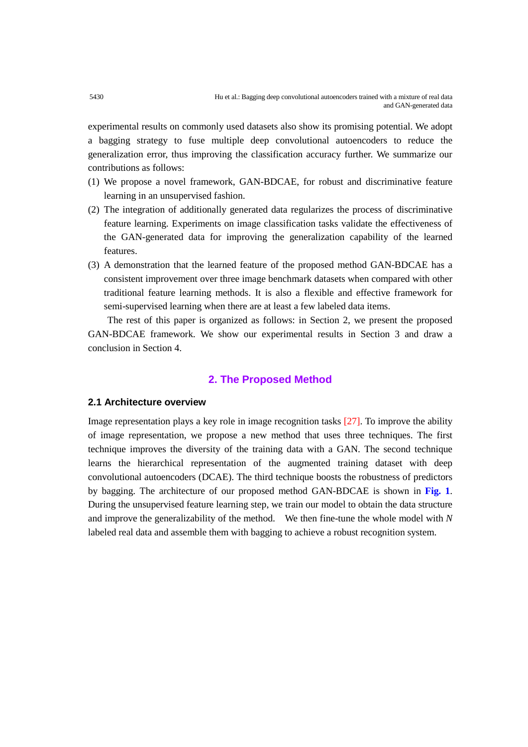experimental results on commonly used datasets also show its promising potential. We adopt a bagging strategy to fuse multiple deep convolutional autoencoders to reduce the generalization error, thus improving the classification accuracy further. We summarize our contributions as follows:

(1) We propose a novel framework, GAN-BDCAE, for robust and discriminative feature learning in an unsupervised fashion.

(2) The integration of additionally generated data regularizes the process of discriminative feature learning. Experiments on image classification tasks validate the effectiveness of the GAN-generated data for improving the generalization capability of the learned features.

(3) A demonstration that the learned feature of the proposed method GAN-BDCAE has a consistent improvement over three image benchmark datasets when compared with other traditional feature learning methods. It is also a flexible and effective framework for semi-supervised learning when there are at least a few labeled data items.

The rest of this paper is organized as follows: in Section 2, we present the proposed GAN-BDCAE framework. We show our experimental results in Section 3 and draw a conclusion in Section 4.

## 2. The Proposed Method

### 2.1 Architecture overview

Image representation plays a key role in image recognition tasks [27]. To improve the ability of image representation, we propose a new method that uses three techniques. The first technique improves the diversity of the training data with a GAN. The second technique learns the hierarchical representation of the augmented training dataset with deep convolutional autoencoders (DCAE). The third technique boosts the robustness of predictors by bagging. The architecture of our proposed method GAN-BDCAE is shown in **Fig. 1**. During the unsupervised feature learning step, we train our model to obtain the data structure and improve the generalizability of the method. We then fine-tune the whole model with $N$ labeled real data and assemble them with bagging to achieve a robust recognition system.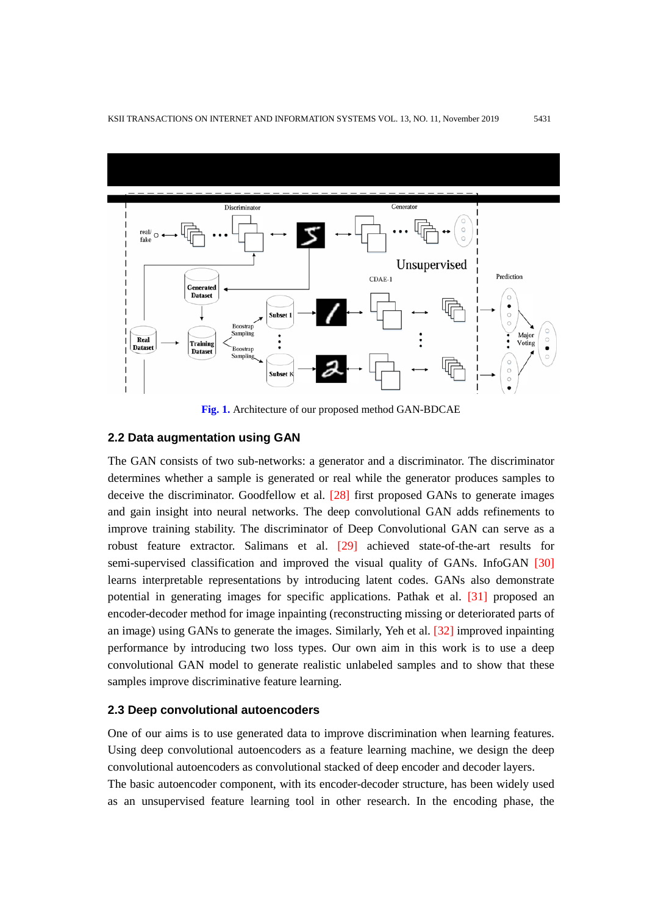**Fig. 1.** Architecture of our proposed method GAN-BDCAE

### 2.2 Data augmentation using GAN

The GAN consists of two sub-networks: a generator and a discriminator. The discriminator determines whether a sample is generated or real while the generator produces samples to deceive the discriminator. Goodfellow et al. [28] first proposed GANs to generate images and gain insight into neural networks. The deep convolutional GAN adds refinements to improve training stability. The discriminator of Deep Convolutional GAN can serve as a robust feature extractor. Salimans et al. [29] achieved state-of-the-art results for semi-supervised classification and improved the visual quality of GANs. InfoGAN [30] learns interpretable representations by introducing latent codes. GANs also demonstrate potential in generating images for specific applications. Pathak et al. [31] proposed an encoder-decoder method for image inpainting (reconstructing missing or deteriorated parts of an image) using GANs to generate the images. Similarly, Yeh et al. [32] improved inpainting performance by introducing two loss types. Our own aim in this work is to use a deep convolutional GAN model to generate realistic unlabeled samples and to show that these samples improve discriminative feature learning.

### 2.3 Deep convolutional autoencoders

One of our aims is to use generated data to improve discrimination when learning features. Using deep convolutional autoencoders as a feature learning machine, we design the deep convolutional autoencoders as convolutional stacked of deep encoder and decoder layers.

The basic autoencoder component, with its encoder-decoder structure, has been widely used as an unsupervised feature learning tool in other research. In the encoding phase, the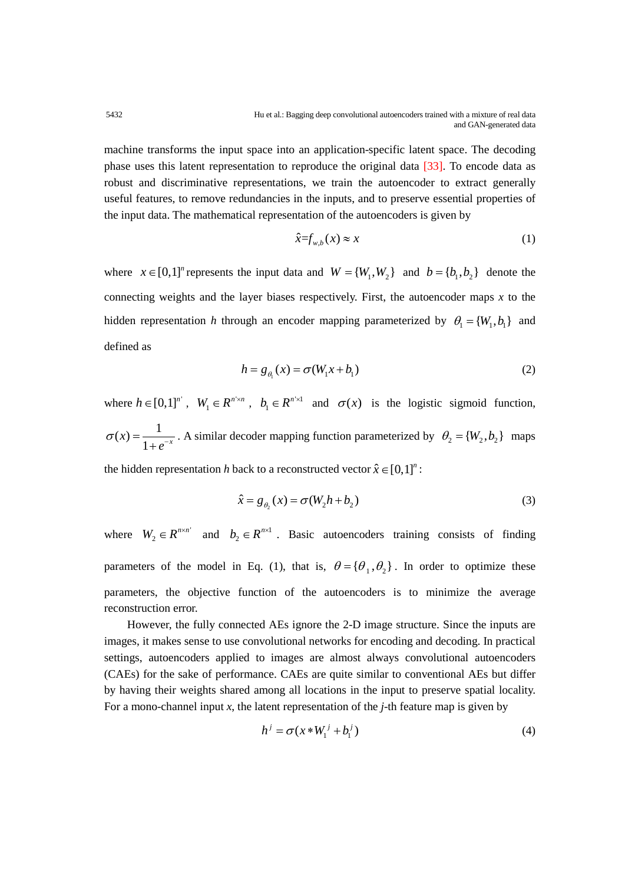machine transforms the input space into an application-specific latent space. The decoding phase uses this latent representation to reproduce the original data [33]. To encode data as robust and discriminative representations, we train the autoencoder to extract generally useful features, to remove redundancies in the inputs, and to preserve essential properties of the input data. The mathematical representation of the autoencoders is given by

$$\hat{x}=f_{w,b}(x) \approx x \tag{1}$$

where $x \in [0,1]^n$ represents the input data and $W = \{W_1, W_2\}$ and $b = \{b_1, b_2\}$ denote the connecting weights and the layer biases respectively. First, the autoencoder maps $x$ to the hidden representation $h$ through an encoder mapping parameterized by $\theta_1 = \{W_1, b_1\}$ and defined as

$$h = g_{\theta_1}(x) = \sigma(W_1 x + b_1) \tag{2}$$

where $h \in [0,1]^{n'}$, $W_1 \in R^{n' \times n}$, $b_1 \in R^{n' \times 1}$ and $\sigma(x)$ is the logistic sigmoid function, $\sigma(x) = \dfrac{1}{1+e^{-x}}$. A similar decoder mapping function parameterized by $\theta_2 = \{W_2, b_2\}$ maps the hidden representation $h$ back to a reconstructed vector $\hat{x} \in [0,1]^n$:

$$\hat{x} = g_{\theta_2}(x) = \sigma(W_2 h + b_2) \tag{3}$$

where $W_2 \in R^{n \times n'}$ and $b_2 \in R^{n \times 1}$. Basic autoencoders training consists of finding parameters of the model in Eq. (1), that is, $\theta = \{\theta_1, \theta_2\}$. In order to optimize these parameters, the objective function of the autoencoders is to minimize the average reconstruction error.

However, the fully connected AEs ignore the 2-D image structure. Since the inputs are images, it makes sense to use convolutional networks for encoding and decoding. In practical settings, autoencoders applied to images are almost always convolutional autoencoders (CAEs) for the sake of performance. CAEs are quite similar to conventional AEs but differ by having their weights shared among all locations in the input to preserve spatial locality. For a mono-channel input *x*, the latent representation of the *j*-th feature map is given by

$$h^j = \sigma(x * W_1^j + b_1^j) \tag{4}$$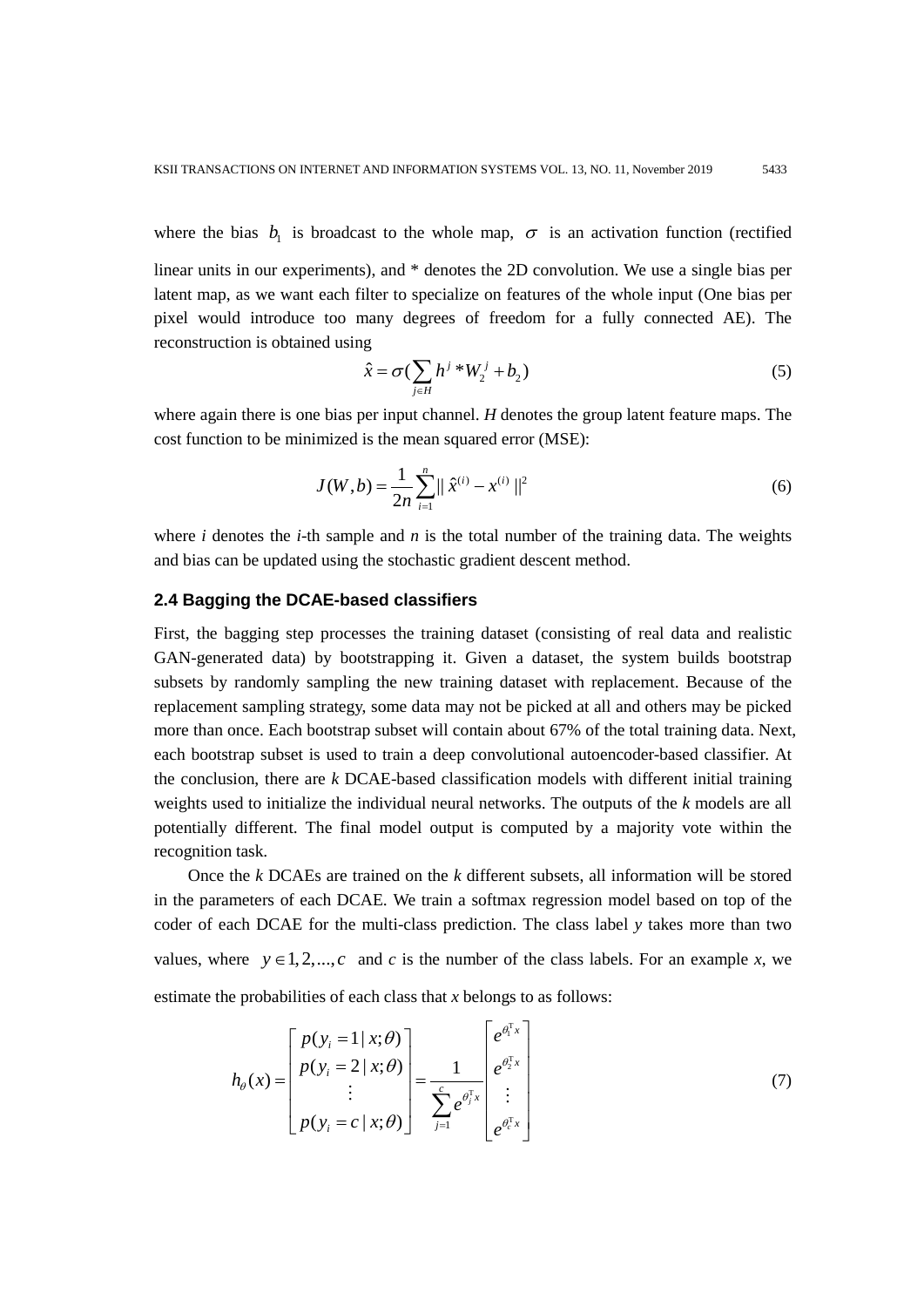where the bias $b_1$ is broadcast to the whole map, $\sigma$ is an activation function (rectified linear units in our experiments), and * denotes the 2D convolution. We use a single bias per latent map, as we want each filter to specialize on features of the whole input (One bias per pixel would introduce too many degrees of freedom for a fully connected AE). The reconstruction is obtained using

$$\hat{x} = \sigma(\sum_{j \in H} h^j * W_2^j + b_2) \tag{5}$$

where again there is one bias per input channel. *H* denotes the group latent feature maps. The cost function to be minimized is the mean squared error (MSE):

$$J(W,b) = \frac{1}{2n}\sum_{i=1}^{n} \| \hat{x}^{(i)} - x^{(i)} \|^2 \tag{6}$$

where *i* denotes the *i*-th sample and *n* is the total number of the training data. The weights and bias can be updated using the stochastic gradient descent method.

### 2.4 Bagging the DCAE-based classifiers

First, the bagging step processes the training dataset (consisting of real data and realistic GAN-generated data) by bootstrapping it. Given a dataset, the system builds bootstrap subsets by randomly sampling the new training dataset with replacement. Because of the replacement sampling strategy, some data may not be picked at all and others may be picked more than once. Each bootstrap subset will contain about 67% of the total training data. Next, each bootstrap subset is used to train a deep convolutional autoencoder-based classifier. At the conclusion, there are *k* DCAE-based classification models with different initial training weights used to initialize the individual neural networks. The outputs of the *k* models are all potentially different. The final model output is computed by a majority vote within the recognition task.

Once the *k* DCAEs are trained on the *k* different subsets, all information will be stored in the parameters of each DCAE. We train a softmax regression model based on top of the coder of each DCAE for the multi-class prediction. The class label *y* takes more than two values, where $y \in 1,2,...,c$ and *c* is the number of the class labels. For an example *x*, we estimate the probabilities of each class that *x* belongs to as follows:

$$h_\theta(x) = \begin{bmatrix} p(y_i = 1 \mid x;\theta) \\ p(y_i = 2 \mid x;\theta) \\ \vdots \\ p(y_i = c \mid x;\theta) \end{bmatrix} = \frac{1}{\sum_{j=1}^{c} e^{\theta_j^{\mathrm{T}} x}} \begin{bmatrix} e^{\theta_1^{\mathrm{T}} x} \\ e^{\theta_2^{\mathrm{T}} x} \\ \vdots \\ e^{\theta_c^{\mathrm{T}} x} \end{bmatrix} \tag{7}$$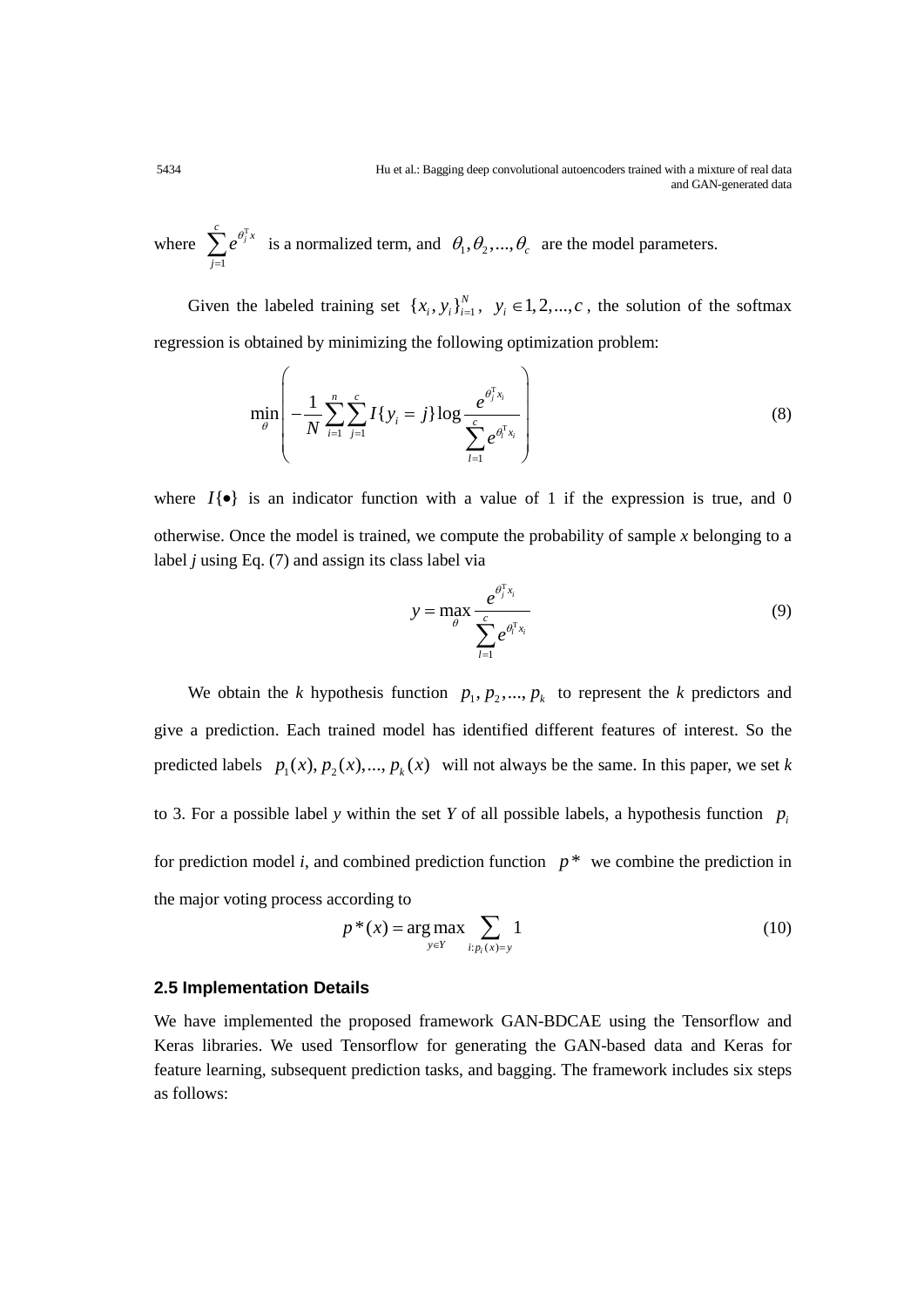where $\sum_{j=1}^{c} e^{\theta_j^{\mathrm{T}} x}$ is a normalized term, and $\theta_1, \theta_2, ..., \theta_c$ are the model parameters.

Given the labeled training set $\{x_i, y_i\}_{i=1}^{N}$, $y_i \in 1, 2, ..., c$, the solution of the softmax regression is obtained by minimizing the following optimization problem:

$$\min_{\theta} \left( -\frac{1}{N} \sum_{i=1}^{n} \sum_{j=1}^{c} I\{y_i = j\} \log \frac{e^{\theta_j^{\mathrm{T}} x_i}}{\sum_{l=1}^{c} e^{\theta_l^{\mathrm{T}} x_i}} \right) \tag{8}$$

where $I\{\bullet\}$ is an indicator function with a value of 1 if the expression is true, and 0 otherwise. Once the model is trained, we compute the probability of sample *x* belonging to a label *j* using Eq. (7) and assign its class label via

$$y = \max_{\theta} \frac{e^{\theta_j^{\mathrm{T}} x_i}}{\sum_{l=1}^{c} e^{\theta_l^{\mathrm{T}} x_i}} \tag{9}$$

We obtain the *k* hypothesis function $p_1, p_2, ..., p_k$ to represent the *k* predictors and give a prediction. Each trained model has identified different features of interest. So the predicted labels $p_1(x), p_2(x), ..., p_k(x)$ will not always be the same. In this paper, we set *k* to 3. For a possible label *y* within the set *Y* of all possible labels, a hypothesis function $p_i$ for prediction model *i*, and combined prediction function $p^*$ we combine the prediction in the major voting process according to

$$p^*(x) = \arg\max_{y \in Y} \sum_{i: p_i(x) = y} 1 \tag{10}$$

### 2.5 Implementation Details

We have implemented the proposed framework GAN-BDCAE using the Tensorflow and Keras libraries. We used Tensorflow for generating the GAN-based data and Keras for feature learning, subsequent prediction tasks, and bagging. The framework includes six steps as follows: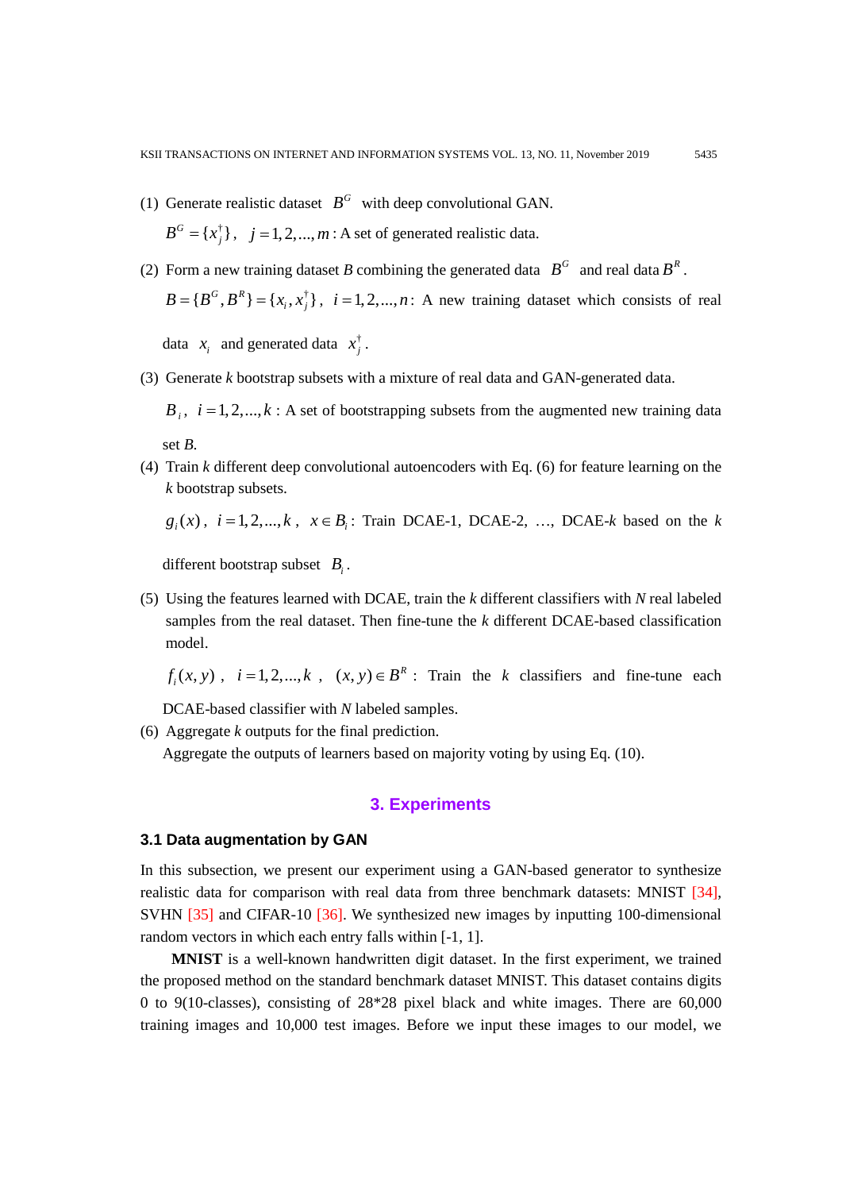(1) Generate realistic dataset $B^G$ with deep convolutional GAN.

$B^G = \{x_j^\dagger\}$, $j = 1, 2, ..., m$ : A set of generated realistic data.

(2) Form a new training dataset $B$ combining the generated data $B^G$ and real data $B^R$.

$B = \{B^G, B^R\} = \{x_i, x_j^\dagger\}$, $i = 1, 2, ..., n$: A new training dataset which consists of real data $x_i$ and generated data $x_j^\dagger$.

(3) Generate *k* bootstrap subsets with a mixture of real data and GAN-generated data.

$B_i$, $i = 1, 2, ..., k$ : A set of bootstrapping subsets from the augmented new training data set *B*.

(4) Train *k* different deep convolutional autoencoders with Eq. (6) for feature learning on the *k* bootstrap subsets.

$g_i(x)$, $i = 1, 2, ..., k$, $x \in B_i$: Train DCAE-1, DCAE-2, …, DCAE-*k* based on the *k* different bootstrap subset $B_i$.

(5) Using the features learned with DCAE, train the *k* different classifiers with *N* real labeled samples from the real dataset. Then fine-tune the *k* different DCAE-based classification model.

$f_i(x, y)$, $i = 1, 2, ..., k$, $(x, y) \in B^R$ : Train the $k$ classifiers and fine-tune each DCAE-based classifier with *N* labeled samples.

(6) Aggregate *k* outputs for the final prediction.

Aggregate the outputs of learners based on majority voting by using Eq. (10).

## 3. Experiments

### 3.1 Data augmentation by GAN

In this subsection, we present our experiment using a GAN-based generator to synthesize realistic data for comparison with real data from three benchmark datasets: MNIST [34], SVHN [35] and CIFAR-10 [36]. We synthesized new images by inputting 100-dimensional random vectors in which each entry falls within [-1, 1].

**MNIST** is a well-known handwritten digit dataset. In the first experiment, we trained the proposed method on the standard benchmark dataset MNIST. This dataset contains digits 0 to 9(10-classes), consisting of 28*28 pixel black and white images. There are 60,000 training images and 10,000 test images. Before we input these images to our model, we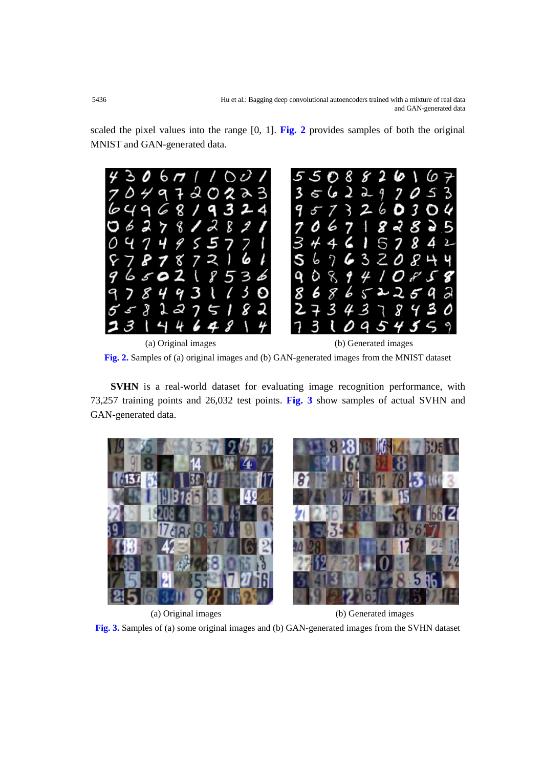scaled the pixel values into the range [0, 1]. **Fig. 2** provides samples of both the original MNIST and GAN-generated data.

(a) Original images (b) Generated images

**Fig. 2.** Samples of (a) original images and (b) GAN-generated images from the MNIST dataset

**SVHN** is a real-world dataset for evaluating image recognition performance, with 73,257 training points and 26,032 test points. **Fig. 3** show samples of actual SVHN and GAN-generated data.

(a) Original images (b) Generated images

**Fig. 3.** Samples of (a) some original images and (b) GAN-generated images from the SVHN dataset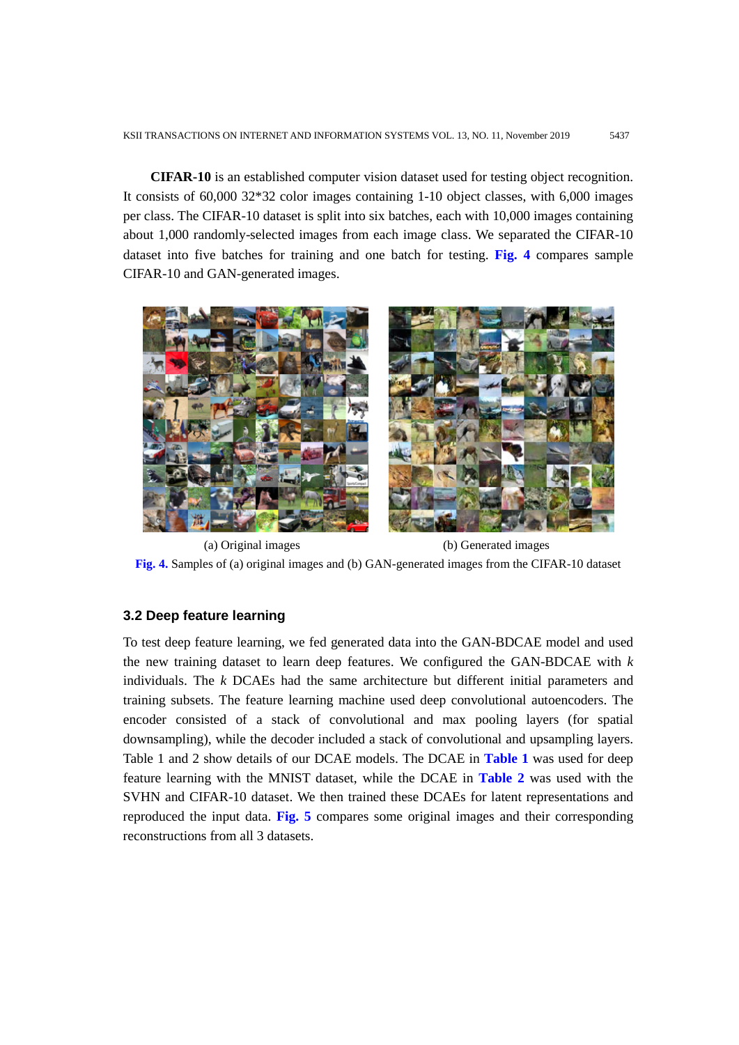**CIFAR-10** is an established computer vision dataset used for testing object recognition. It consists of 60,000 32*32 color images containing 1-10 object classes, with 6,000 images per class. The CIFAR-10 dataset is split into six batches, each with 10,000 images containing about 1,000 randomly-selected images from each image class. We separated the CIFAR-10 dataset into five batches for training and one batch for testing. **Fig. 4** compares sample CIFAR-10 and GAN-generated images.

(a) Original images (b) Generated images

**Fig. 4.** Samples of (a) original images and (b) GAN-generated images from the CIFAR-10 dataset

### 3.2 Deep feature learning

To test deep feature learning, we fed generated data into the GAN-BDCAE model and used the new training dataset to learn deep features. We configured the GAN-BDCAE with $k$ individuals. The $k$ DCAEs had the same architecture but different initial parameters and training subsets. The feature learning machine used deep convolutional autoencoders. The encoder consisted of a stack of convolutional and max pooling layers (for spatial downsampling), while the decoder included a stack of convolutional and upsampling layers. Table 1 and 2 show details of our DCAE models. The DCAE in **Table 1** was used for deep feature learning with the MNIST dataset, while the DCAE in **Table 2** was used with the SVHN and CIFAR-10 dataset. We then trained these DCAEs for latent representations and reproduced the input data. **Fig. 5** compares some original images and their corresponding reconstructions from all 3 datasets.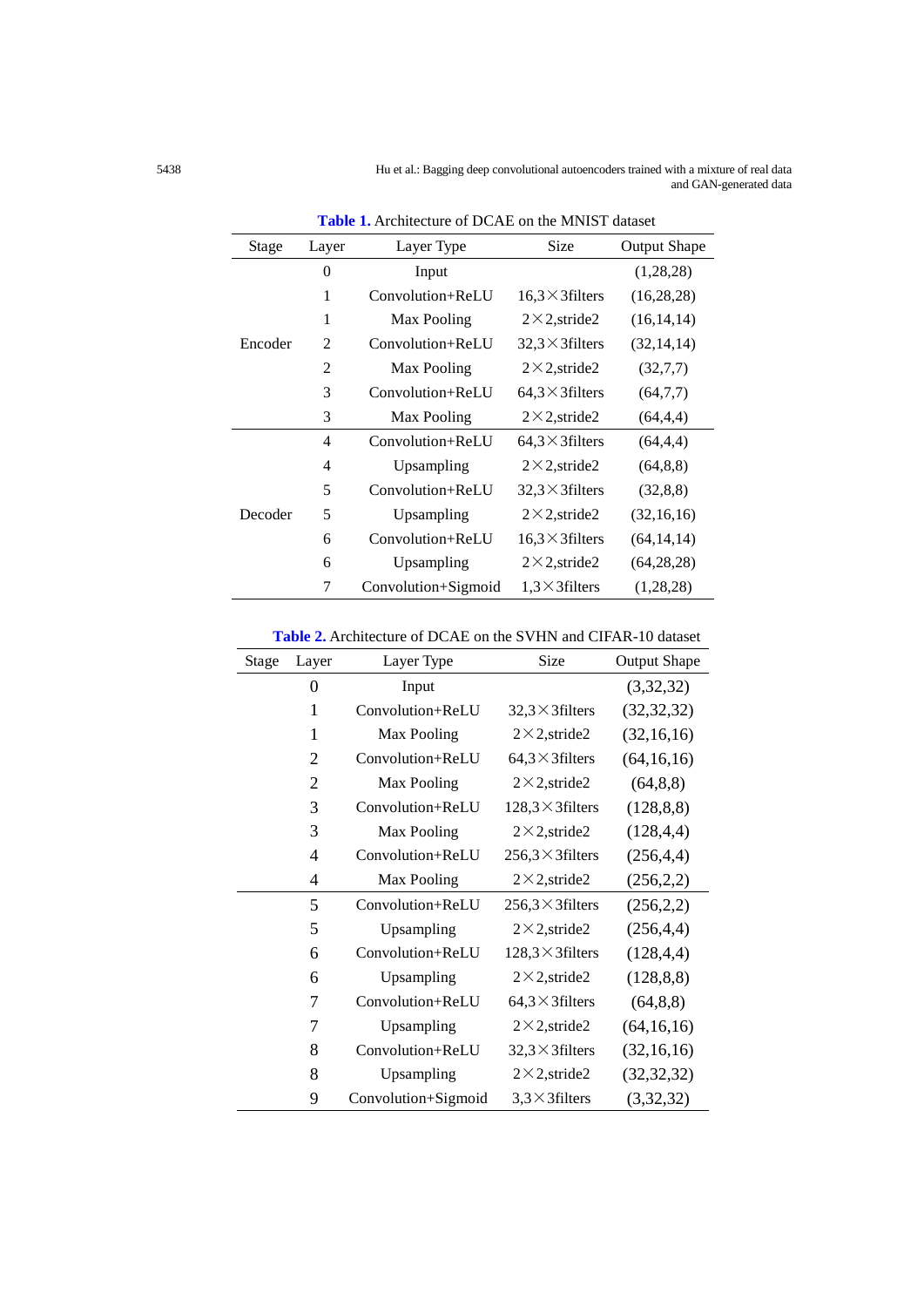**Table 1.** Architecture of DCAE on the MNIST dataset

| Stage | Layer | Layer Type | Size | Output Shape |
|---|---|---|---|---|
| | 0 | Input | | (1,28,28) |
| | 1 | Convolution+ReLU | 16,3×3filters | (16,28,28) |
| | 1 | Max Pooling | 2×2,stride2 | (16,14,14) |
| Encoder | 2 | Convolution+ReLU | 32,3×3filters | (32,14,14) |
| | 2 | Max Pooling | 2×2,stride2 | (32,7,7) |
| | 3 | Convolution+ReLU | 64,3×3filters | (64,7,7) |
| | 3 | Max Pooling | 2×2,stride2 | (64,4,4) |
| | 4 | Convolution+ReLU | 64,3×3filters | (64,4,4) |
| | 4 | Upsampling | 2×2,stride2 | (64,8,8) |
| | 5 | Convolution+ReLU | 32,3×3filters | (32,8,8) |
| Decoder | 5 | Upsampling | 2×2,stride2 | (32,16,16) |
| | 6 | Convolution+ReLU | 16,3×3filters | (64,14,14) |
| | 6 | Upsampling | 2×2,stride2 | (64,28,28) |
| | 7 | Convolution+Sigmoid | 1,3×3filters | (1,28,28) |

**Table 2.** Architecture of DCAE on the SVHN and CIFAR-10 dataset

| Stage | Layer | Layer Type | Size | Output Shape |
|---|---|---|---|---|
| | 0 | Input | | (3,32,32) |
| | 1 | Convolution+ReLU | 32,3×3filters | (32,32,32) |
| | 1 | Max Pooling | 2×2,stride2 | (32,16,16) |
| | 2 | Convolution+ReLU | 64,3×3filters | (64,16,16) |
| | 2 | Max Pooling | 2×2,stride2 | (64,8,8) |
| | 3 | Convolution+ReLU | 128,3×3filters | (128,8,8) |
| | 3 | Max Pooling | 2×2,stride2 | (128,4,4) |
| | 4 | Convolution+ReLU | 256,3×3filters | (256,4,4) |
| | 4 | Max Pooling | 2×2,stride2 | (256,2,2) |
| | 5 | Convolution+ReLU | 256,3×3filters | (256,2,2) |
| | 5 | Upsampling | 2×2,stride2 | (256,4,4) |
| | 6 | Convolution+ReLU | 128,3×3filters | (128,4,4) |
| | 6 | Upsampling | 2×2,stride2 | (128,8,8) |
| | 7 | Convolution+ReLU | 64,3×3filters | (64,8,8) |
| | 7 | Upsampling | 2×2,stride2 | (64,16,16) |
| | 8 | Convolution+ReLU | 32,3×3filters | (32,16,16) |
| | 8 | Upsampling | 2×2,stride2 | (32,32,32) |
| | 9 | Convolution+Sigmoid | 3,3×3filters | (3,32,32) |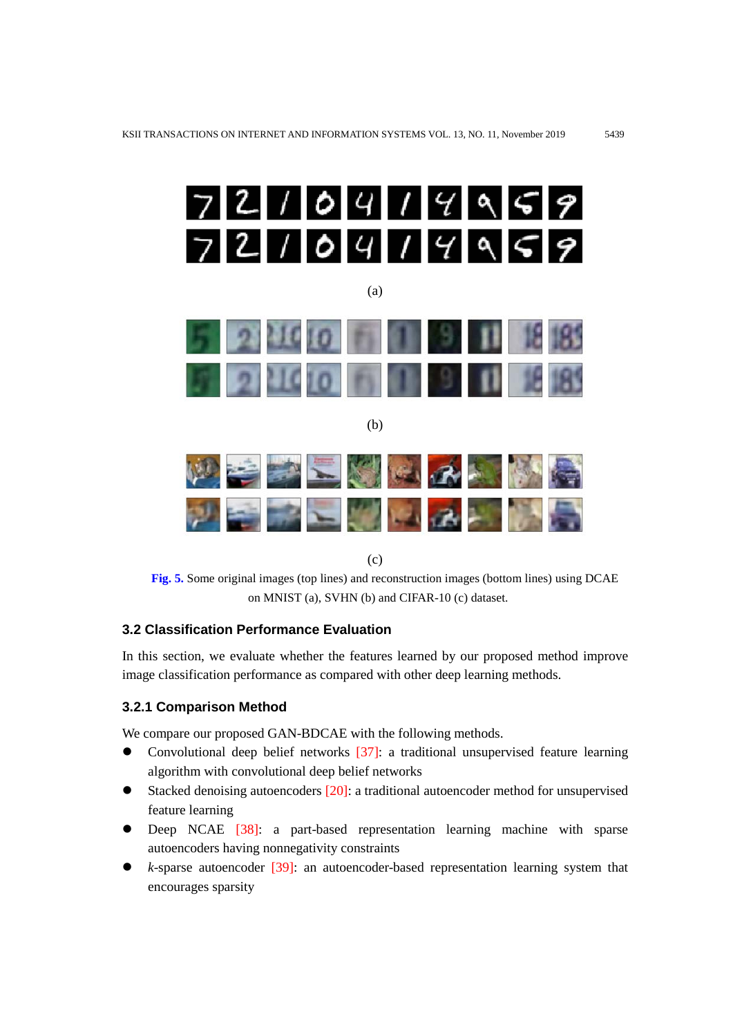(a)

(b)

(c)

**Fig. 5.** Some original images (top lines) and reconstruction images (bottom lines) using DCAE on MNIST (a), SVHN (b) and CIFAR-10 (c) dataset.

### 3.2 Classification Performance Evaluation

In this section, we evaluate whether the features learned by our proposed method improve image classification performance as compared with other deep learning methods.

#### 3.2.1 Comparison Method

We compare our proposed GAN-BDCAE with the following methods.

- Convolutional deep belief networks [37]: a traditional unsupervised feature learning algorithm with convolutional deep belief networks
- Stacked denoising autoencoders [20]: a traditional autoencoder method for unsupervised feature learning
- Deep NCAE [38]: a part-based representation learning machine with sparse autoencoders having nonnegativity constraints
- *k*-sparse autoencoder [39]: an autoencoder-based representation learning system that encourages sparsity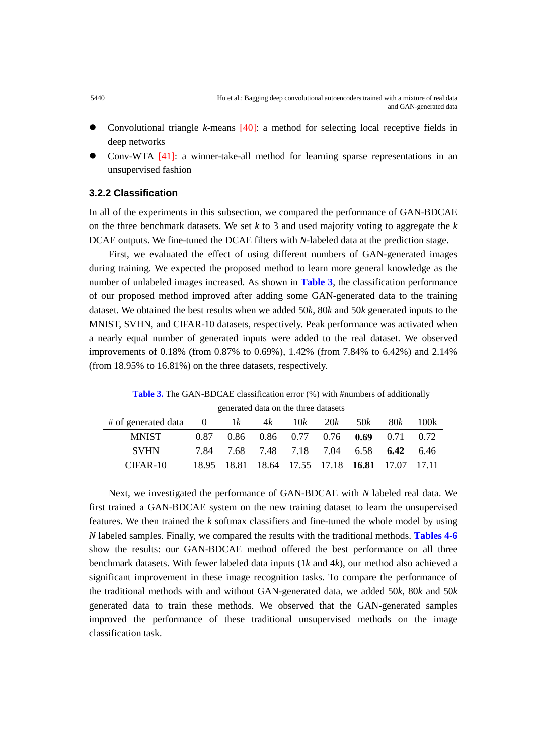- Convolutional triangle *k*-means [40]: a method for selecting local receptive fields in deep networks
- Conv-WTA [41]: a winner-take-all method for learning sparse representations in an unsupervised fashion

### 3.2.2 Classification

In all of the experiments in this subsection, we compared the performance of GAN-BDCAE on the three benchmark datasets. We set *k* to 3 and used majority voting to aggregate the *k* DCAE outputs. We fine-tuned the DCAE filters with *N*-labeled data at the prediction stage.

First, we evaluated the effect of using different numbers of GAN-generated images during training. We expected the proposed method to learn more general knowledge as the number of unlabeled images increased. As shown in **Table 3**, the classification performance of our proposed method improved after adding some GAN-generated data to the training dataset. We obtained the best results when we added 50*k*, 80*k* and 50*k* generated inputs to the MNIST, SVHN, and CIFAR-10 datasets, respectively. Peak performance was activated when a nearly equal number of generated inputs were added to the real dataset. We observed improvements of 0.18% (from 0.87% to 0.69%), 1.42% (from 7.84% to 6.42%) and 2.14% (from 18.95% to 16.81%) on the three datasets, respectively.

**Table 3.** The GAN-BDCAE classification error (%) with #numbers of additionally generated data on the three datasets

| # of generated data | 0 | 1*k* | 4*k* | 10*k* | 20*k* | 50*k* | 80*k* | 100*k* |
|---|---|---|---|---|---|---|---|---|
| MNIST | 0.87 | 0.86 | 0.86 | 0.77 | 0.76 | **0.69** | 0.71 | 0.72 |
| SVHN | 7.84 | 7.68 | 7.48 | 7.18 | 7.04 | 6.58 | **6.42** | 6.46 |
| CIFAR-10 | 18.95 | 18.81 | 18.64 | 17.55 | 17.18 | **16.81** | 17.07 | 17.11 |

Next, we investigated the performance of GAN-BDCAE with *N* labeled real data. We first trained a GAN-BDCAE system on the new training dataset to learn the unsupervised features. We then trained the *k* softmax classifiers and fine-tuned the whole model by using *N* labeled samples. Finally, we compared the results with the traditional methods. **Tables 4-6** show the results: our GAN-BDCAE method offered the best performance on all three benchmark datasets. With fewer labeled data inputs (1*k* and 4*k*), our method also achieved a significant improvement in these image recognition tasks. To compare the performance of the traditional methods with and without GAN-generated data, we added 50*k*, 80*k* and 50*k* generated data to train these methods. We observed that the GAN-generated samples improved the performance of these traditional unsupervised methods on the image classification task.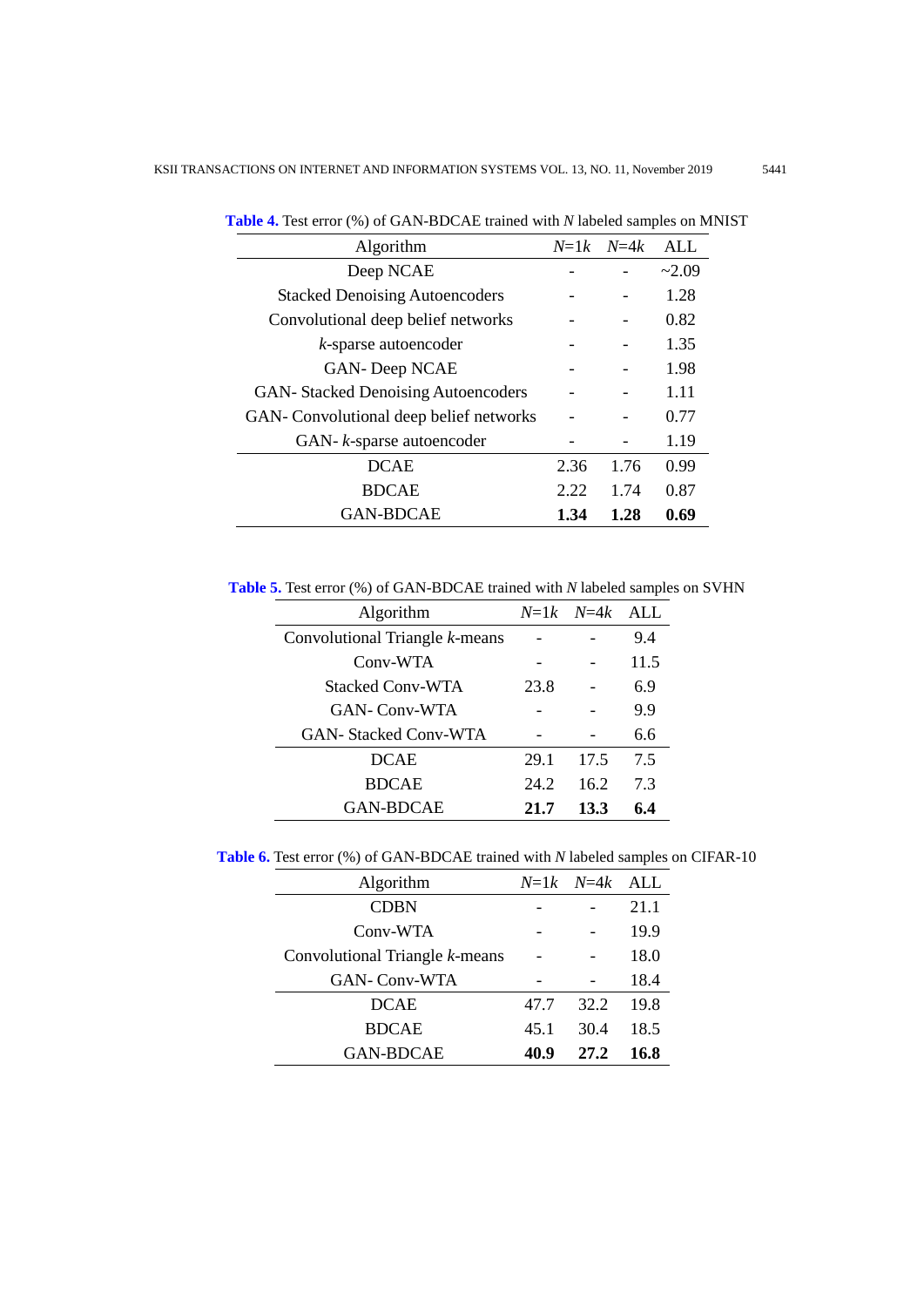**Table 4.** Test error (%) of GAN-BDCAE trained with *N* labeled samples on MNIST

| Algorithm | *N*=1*k* | *N*=4*k* | ALL |
|---|---|---|---|
| Deep NCAE | - | - | ~2.09 |
| Stacked Denoising Autoencoders | - | - | 1.28 |
| Convolutional deep belief networks | - | - | 0.82 |
| *k*-sparse autoencoder | - | - | 1.35 |
| GAN- Deep NCAE | - | - | 1.98 |
| GAN- Stacked Denoising Autoencoders | - | - | 1.11 |
| GAN- Convolutional deep belief networks | - | - | 0.77 |
| GAN- *k*-sparse autoencoder | - | - | 1.19 |
| DCAE | 2.36 | 1.76 | 0.99 |
| BDCAE | 2.22 | 1.74 | 0.87 |
| GAN-BDCAE | **1.34** | **1.28** | **0.69** |

**Table 5.** Test error (%) of GAN-BDCAE trained with *N* labeled samples on SVHN

| Algorithm | *N*=1*k* | *N*=4*k* | ALL |
|---|---|---|---|
| Convolutional Triangle *k*-means | - | - | 9.4 |
| Conv-WTA | - | - | 11.5 |
| Stacked Conv-WTA | 23.8 | - | 6.9 |
| GAN- Conv-WTA | - | - | 9.9 |
| GAN- Stacked Conv-WTA | - | - | 6.6 |
| DCAE | 29.1 | 17.5 | 7.5 |
| BDCAE | 24.2 | 16.2 | 7.3 |
| GAN-BDCAE | **21.7** | **13.3** | **6.4** |

**Table 6.** Test error (%) of GAN-BDCAE trained with *N* labeled samples on CIFAR-10

| Algorithm | *N*=1*k* | *N*=4*k* | ALL |
|---|---|---|---|
| CDBN | - | - | 21.1 |
| Conv-WTA | - | - | 19.9 |
| Convolutional Triangle *k*-means | - | - | 18.0 |
| GAN- Conv-WTA | - | - | 18.4 |
| DCAE | 47.7 | 32.2 | 19.8 |
| BDCAE | 45.1 | 30.4 | 18.5 |
| GAN-BDCAE | **40.9** | **27.2** | **16.8** |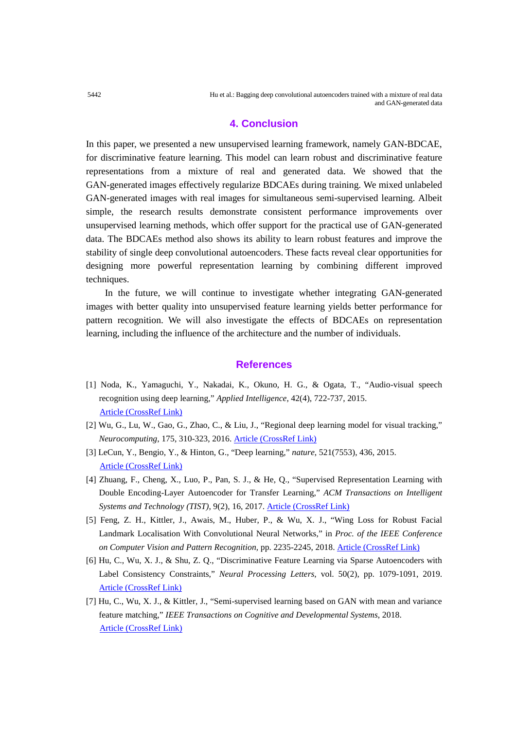## 4. Conclusion

In this paper, we presented a new unsupervised learning framework, namely GAN-BDCAE, for discriminative feature learning. This model can learn robust and discriminative feature representations from a mixture of real and generated data. We showed that the GAN-generated images effectively regularize BDCAEs during training. We mixed unlabeled GAN-generated images with real images for simultaneous semi-supervised learning. Albeit simple, the research results demonstrate consistent performance improvements over unsupervised learning methods, which offer support for the practical use of GAN-generated data. The BDCAEs method also shows its ability to learn robust features and improve the stability of single deep convolutional autoencoders. These facts reveal clear opportunities for designing more powerful representation learning by combining different improved techniques.

In the future, we will continue to investigate whether integrating GAN-generated images with better quality into unsupervised feature learning yields better performance for pattern recognition. We will also investigate the effects of BDCAEs on representation learning, including the influence of the architecture and the number of individuals.

## References

[1] Noda, K., Yamaguchi, Y., Nakadai, K., Okuno, H. G., & Ogata, T., "Audio-visual speech recognition using deep learning," *Applied Intelligence*, 42(4), 722-737, 2015. Article (CrossRef Link)

[2] Wu, G., Lu, W., Gao, G., Zhao, C., & Liu, J., "Regional deep learning model for visual tracking," *Neurocomputing*, 175, 310-323, 2016. Article (CrossRef Link)

[3] LeCun, Y., Bengio, Y., & Hinton, G., "Deep learning," *nature*, 521(7553), 436, 2015. Article (CrossRef Link)

[4] Zhuang, F., Cheng, X., Luo, P., Pan, S. J., & He, Q., "Supervised Representation Learning with Double Encoding-Layer Autoencoder for Transfer Learning," *ACM Transactions on Intelligent Systems and Technology (TIST)*, 9(2), 16, 2017. Article (CrossRef Link)

[5] Feng, Z. H., Kittler, J., Awais, M., Huber, P., & Wu, X. J., "Wing Loss for Robust Facial Landmark Localisation With Convolutional Neural Networks," in *Proc. of the IEEE Conference on Computer Vision and Pattern Recognition*, pp. 2235-2245, 2018. Article (CrossRef Link)

[6] Hu, C., Wu, X. J., & Shu, Z. Q., "Discriminative Feature Learning via Sparse Autoencoders with Label Consistency Constraints," *Neural Processing Letters*, vol. 50(2), pp. 1079-1091, 2019. Article (CrossRef Link)

[7] Hu, C., Wu, X. J., & Kittler, J., "Semi-supervised learning based on GAN with mean and variance feature matching," *IEEE Transactions on Cognitive and Developmental Systems*, 2018. Article (CrossRef Link)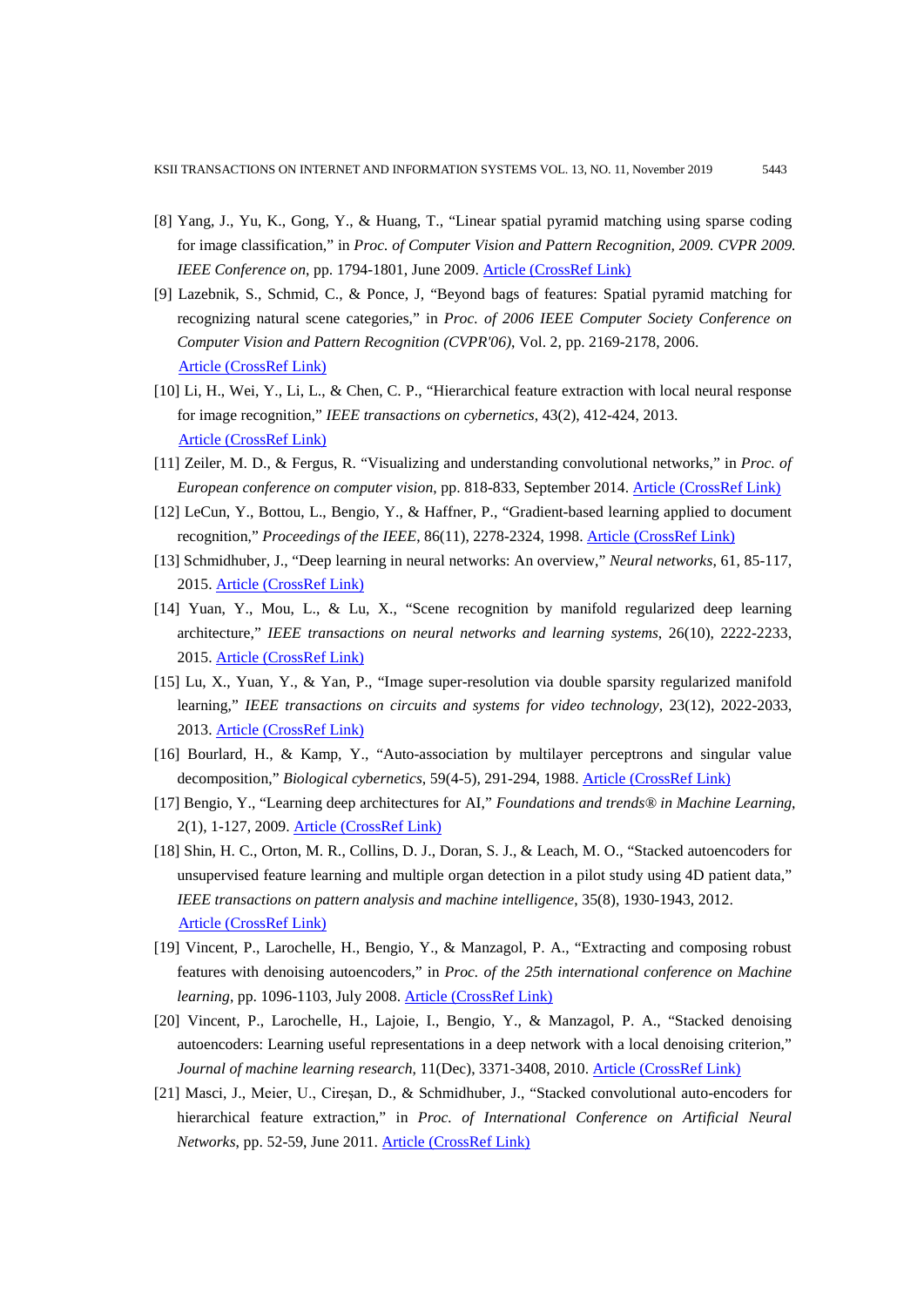[8] Yang, J., Yu, K., Gong, Y., & Huang, T., "Linear spatial pyramid matching using sparse coding for image classification," in *Proc. of Computer Vision and Pattern Recognition, 2009. CVPR 2009. IEEE Conference on*, pp. 1794-1801, June 2009. Article (CrossRef Link)

[9] Lazebnik, S., Schmid, C., & Ponce, J, "Beyond bags of features: Spatial pyramid matching for recognizing natural scene categories," in *Proc. of 2006 IEEE Computer Society Conference on Computer Vision and Pattern Recognition (CVPR'06)*, Vol. 2, pp. 2169-2178, 2006. Article (CrossRef Link)

[10] Li, H., Wei, Y., Li, L., & Chen, C. P., "Hierarchical feature extraction with local neural response for image recognition," *IEEE transactions on cybernetics*, 43(2), 412-424, 2013. Article (CrossRef Link)

[11] Zeiler, M. D., & Fergus, R. "Visualizing and understanding convolutional networks," in *Proc. of European conference on computer vision*, pp. 818-833, September 2014. Article (CrossRef Link)

[12] LeCun, Y., Bottou, L., Bengio, Y., & Haffner, P., "Gradient-based learning applied to document recognition," *Proceedings of the IEEE*, 86(11), 2278-2324, 1998. Article (CrossRef Link)

[13] Schmidhuber, J., "Deep learning in neural networks: An overview," *Neural networks*, 61, 85-117, 2015. Article (CrossRef Link)

[14] Yuan, Y., Mou, L., & Lu, X., "Scene recognition by manifold regularized deep learning architecture," *IEEE transactions on neural networks and learning systems*, 26(10), 2222-2233, 2015. Article (CrossRef Link)

[15] Lu, X., Yuan, Y., & Yan, P., "Image super-resolution via double sparsity regularized manifold learning," *IEEE transactions on circuits and systems for video technology*, 23(12), 2022-2033, 2013. Article (CrossRef Link)

[16] Bourlard, H., & Kamp, Y., "Auto-association by multilayer perceptrons and singular value decomposition," *Biological cybernetics*, 59(4-5), 291-294, 1988. Article (CrossRef Link)

[17] Bengio, Y., "Learning deep architectures for AI," *Foundations and trends® in Machine Learning*, 2(1), 1-127, 2009. Article (CrossRef Link)

[18] Shin, H. C., Orton, M. R., Collins, D. J., Doran, S. J., & Leach, M. O., "Stacked autoencoders for unsupervised feature learning and multiple organ detection in a pilot study using 4D patient data," *IEEE transactions on pattern analysis and machine intelligence*, 35(8), 1930-1943, 2012. Article (CrossRef Link)

[19] Vincent, P., Larochelle, H., Bengio, Y., & Manzagol, P. A., "Extracting and composing robust features with denoising autoencoders," in *Proc. of the 25th international conference on Machine learning*, pp. 1096-1103, July 2008. Article (CrossRef Link)

[20] Vincent, P., Larochelle, H., Lajoie, I., Bengio, Y., & Manzagol, P. A., "Stacked denoising autoencoders: Learning useful representations in a deep network with a local denoising criterion," *Journal of machine learning research*, 11(Dec), 3371-3408, 2010. Article (CrossRef Link)

[21] Masci, J., Meier, U., Cireşan, D., & Schmidhuber, J., "Stacked convolutional auto-encoders for hierarchical feature extraction," in *Proc. of International Conference on Artificial Neural Networks*, pp. 52-59, June 2011. Article (CrossRef Link)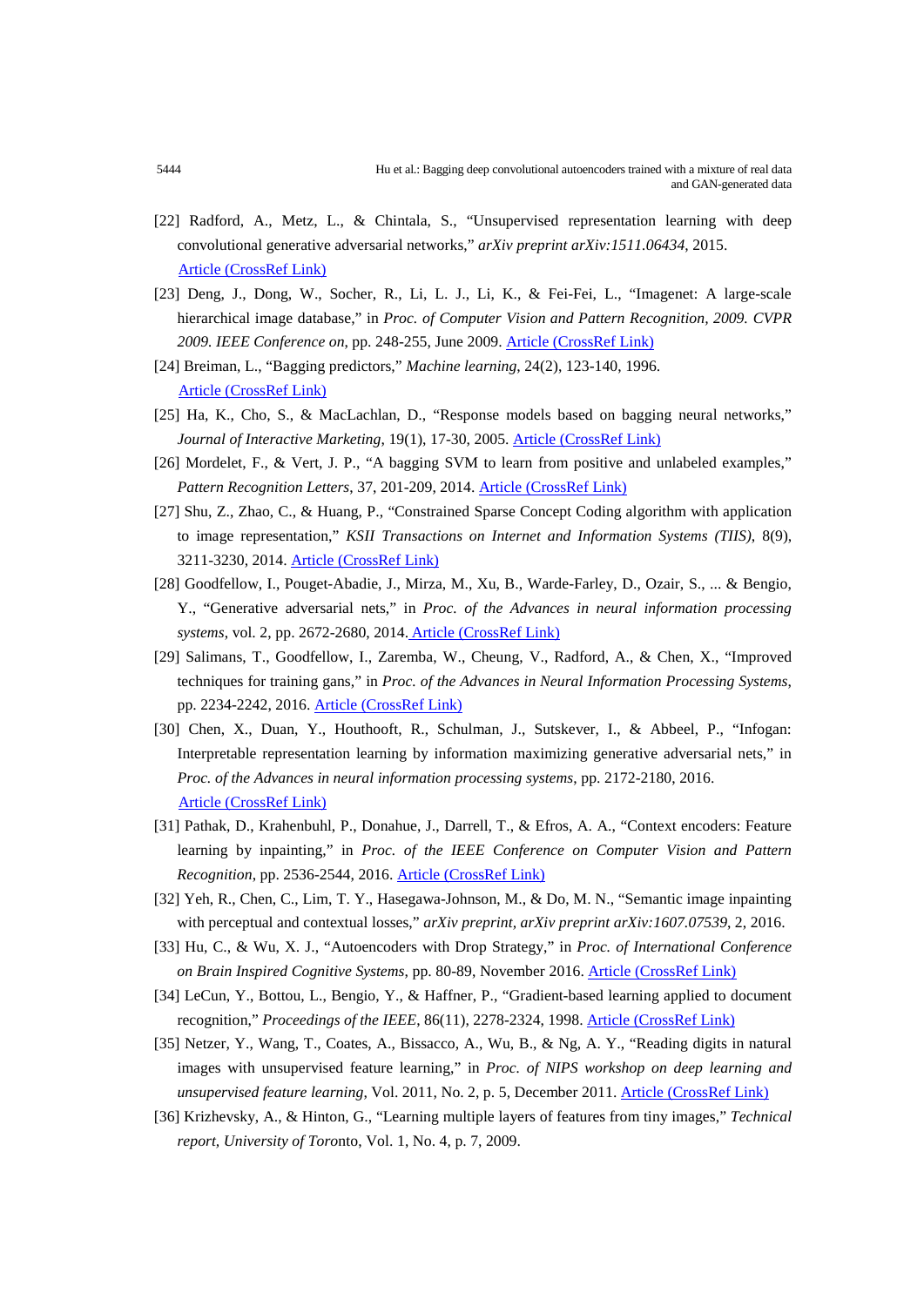[22] Radford, A., Metz, L., & Chintala, S., "Unsupervised representation learning with deep convolutional generative adversarial networks," *arXiv preprint arXiv:1511.06434*, 2015. Article (CrossRef Link)

[23] Deng, J., Dong, W., Socher, R., Li, L. J., Li, K., & Fei-Fei, L., "Imagenet: A large-scale hierarchical image database," in *Proc. of Computer Vision and Pattern Recognition, 2009. CVPR 2009. IEEE Conference on*, pp. 248-255, June 2009. Article (CrossRef Link)

[24] Breiman, L., "Bagging predictors," *Machine learning*, 24(2), 123-140, 1996. Article (CrossRef Link)

[25] Ha, K., Cho, S., & MacLachlan, D., "Response models based on bagging neural networks," *Journal of Interactive Marketing*, 19(1), 17-30, 2005. Article (CrossRef Link)

[26] Mordelet, F., & Vert, J. P., "A bagging SVM to learn from positive and unlabeled examples," *Pattern Recognition Letters*, 37, 201-209, 2014. Article (CrossRef Link)

[27] Shu, Z., Zhao, C., & Huang, P., "Constrained Sparse Concept Coding algorithm with application to image representation," *KSII Transactions on Internet and Information Systems (TIIS)*, 8(9), 3211-3230, 2014. Article (CrossRef Link)

[28] Goodfellow, I., Pouget-Abadie, J., Mirza, M., Xu, B., Warde-Farley, D., Ozair, S., ... & Bengio, Y., "Generative adversarial nets," in *Proc. of the Advances in neural information processing systems*, vol. 2, pp. 2672-2680, 2014. Article (CrossRef Link)

[29] Salimans, T., Goodfellow, I., Zaremba, W., Cheung, V., Radford, A., & Chen, X., "Improved techniques for training gans," in *Proc. of the Advances in Neural Information Processing Systems*, pp. 2234-2242, 2016. Article (CrossRef Link)

[30] Chen, X., Duan, Y., Houthooft, R., Schulman, J., Sutskever, I., & Abbeel, P., "Infogan: Interpretable representation learning by information maximizing generative adversarial nets," in *Proc. of the Advances in neural information processing systems*, pp. 2172-2180, 2016. Article (CrossRef Link)

[31] Pathak, D., Krahenbuhl, P., Donahue, J., Darrell, T., & Efros, A. A., "Context encoders: Feature learning by inpainting," in *Proc. of the IEEE Conference on Computer Vision and Pattern Recognition*, pp. 2536-2544, 2016. Article (CrossRef Link)

[32] Yeh, R., Chen, C., Lim, T. Y., Hasegawa-Johnson, M., & Do, M. N., "Semantic image inpainting with perceptual and contextual losses," *arXiv preprint, arXiv preprint arXiv:1607.07539*, 2, 2016.

[33] Hu, C., & Wu, X. J., "Autoencoders with Drop Strategy," in *Proc. of International Conference on Brain Inspired Cognitive Systems*, pp. 80-89, November 2016. Article (CrossRef Link)

[34] LeCun, Y., Bottou, L., Bengio, Y., & Haffner, P., "Gradient-based learning applied to document recognition," *Proceedings of the IEEE*, 86(11), 2278-2324, 1998. Article (CrossRef Link)

[35] Netzer, Y., Wang, T., Coates, A., Bissacco, A., Wu, B., & Ng, A. Y., "Reading digits in natural images with unsupervised feature learning," in *Proc. of NIPS workshop on deep learning and unsupervised feature learning*, Vol. 2011, No. 2, p. 5, December 2011. Article (CrossRef Link)

[36] Krizhevsky, A., & Hinton, G., "Learning multiple layers of features from tiny images," *Technical report*, *University of Toro*nto, Vol. 1, No. 4, p. 7, 2009.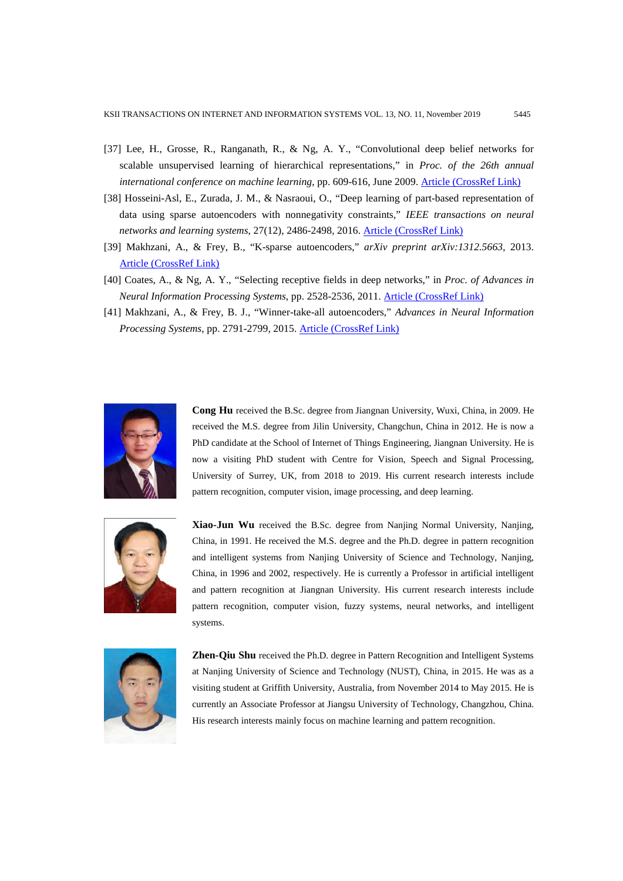[37] Lee, H., Grosse, R., Ranganath, R., & Ng, A. Y., "Convolutional deep belief networks for scalable unsupervised learning of hierarchical representations," in *Proc. of the 26th annual international conference on machine learning*, pp. 609-616, June 2009. Article (CrossRef Link)

[38] Hosseini-Asl, E., Zurada, J. M., & Nasraoui, O., "Deep learning of part-based representation of data using sparse autoencoders with nonnegativity constraints," *IEEE transactions on neural networks and learning systems*, 27(12), 2486-2498, 2016. Article (CrossRef Link)

[39] Makhzani, A., & Frey, B., "K-sparse autoencoders," *arXiv preprint arXiv:1312.5663*, 2013. Article (CrossRef Link)

[40] Coates, A., & Ng, A. Y., "Selecting receptive fields in deep networks," in *Proc. of Advances in Neural Information Processing Systems*, pp. 2528-2536, 2011. Article (CrossRef Link)

[41] Makhzani, A., & Frey, B. J., "Winner-take-all autoencoders," *Advances in Neural Information Processing Systems*, pp. 2791-2799, 2015. Article (CrossRef Link)

**Cong Hu** received the B.Sc. degree from Jiangnan University, Wuxi, China, in 2009. He received the M.S. degree from Jilin University, Changchun, China in 2012. He is now a PhD candidate at the School of Internet of Things Engineering, Jiangnan University. He is now a visiting PhD student with Centre for Vision, Speech and Signal Processing, University of Surrey, UK, from 2018 to 2019. His current research interests include pattern recognition, computer vision, image processing, and deep learning.

**Xiao-Jun Wu** received the B.Sc. degree from Nanjing Normal University, Nanjing, China, in 1991. He received the M.S. degree and the Ph.D. degree in pattern recognition and intelligent systems from Nanjing University of Science and Technology, Nanjing, China, in 1996 and 2002, respectively. He is currently a Professor in artificial intelligent and pattern recognition at Jiangnan University. His current research interests include pattern recognition, computer vision, fuzzy systems, neural networks, and intelligent systems.

**Zhen-Qiu Shu** received the Ph.D. degree in Pattern Recognition and Intelligent Systems at Nanjing University of Science and Technology (NUST), China, in 2015. He was as a visiting student at Griffith University, Australia, from November 2014 to May 2015. He is currently an Associate Professor at Jiangsu University of Technology, Changzhou, China. His research interests mainly focus on machine learning and pattern recognition.